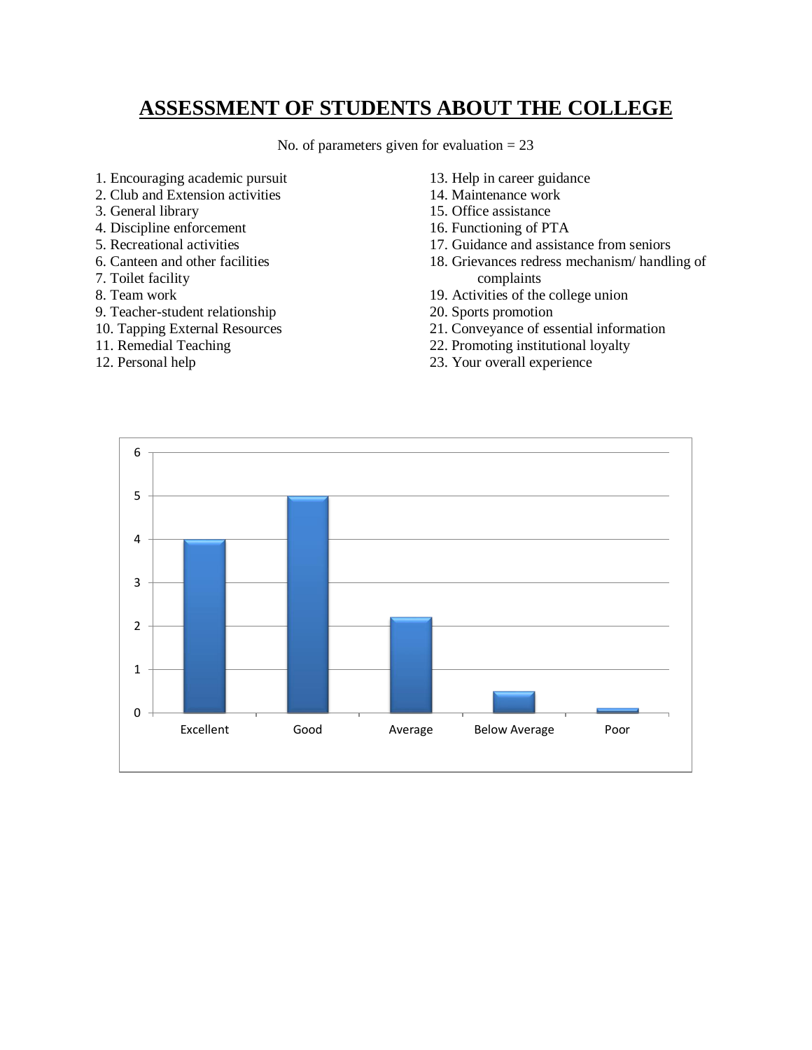# ASSESSMENT OF STUDENTS ABOUT THE COLLEGE

No. of parameters given for evaluation = 23

1. Encouraging academic pursuit
2. Club and Extension activities
3. General library
4. Discipline enforcement
5. Recreational activities
6. Canteen and other facilities
7. Toilet facility
8. Team work
9. Teacher-student relationship
10. Tapping External Resources
11. Remedial Teaching
12. Personal help
13. Help in career guidance
14. Maintenance work
15. Office assistance
16. Functioning of PTA
17. Guidance and assistance from seniors
18. Grievances redress mechanism/ handling of complaints
19. Activities of the college union
20. Sports promotion
21. Conveyance of essential information
22. Promoting institutional loyalty
23. Your overall experience

6
5
4
3
2
1
0

Excellent
Good
Average
Below Average
Poor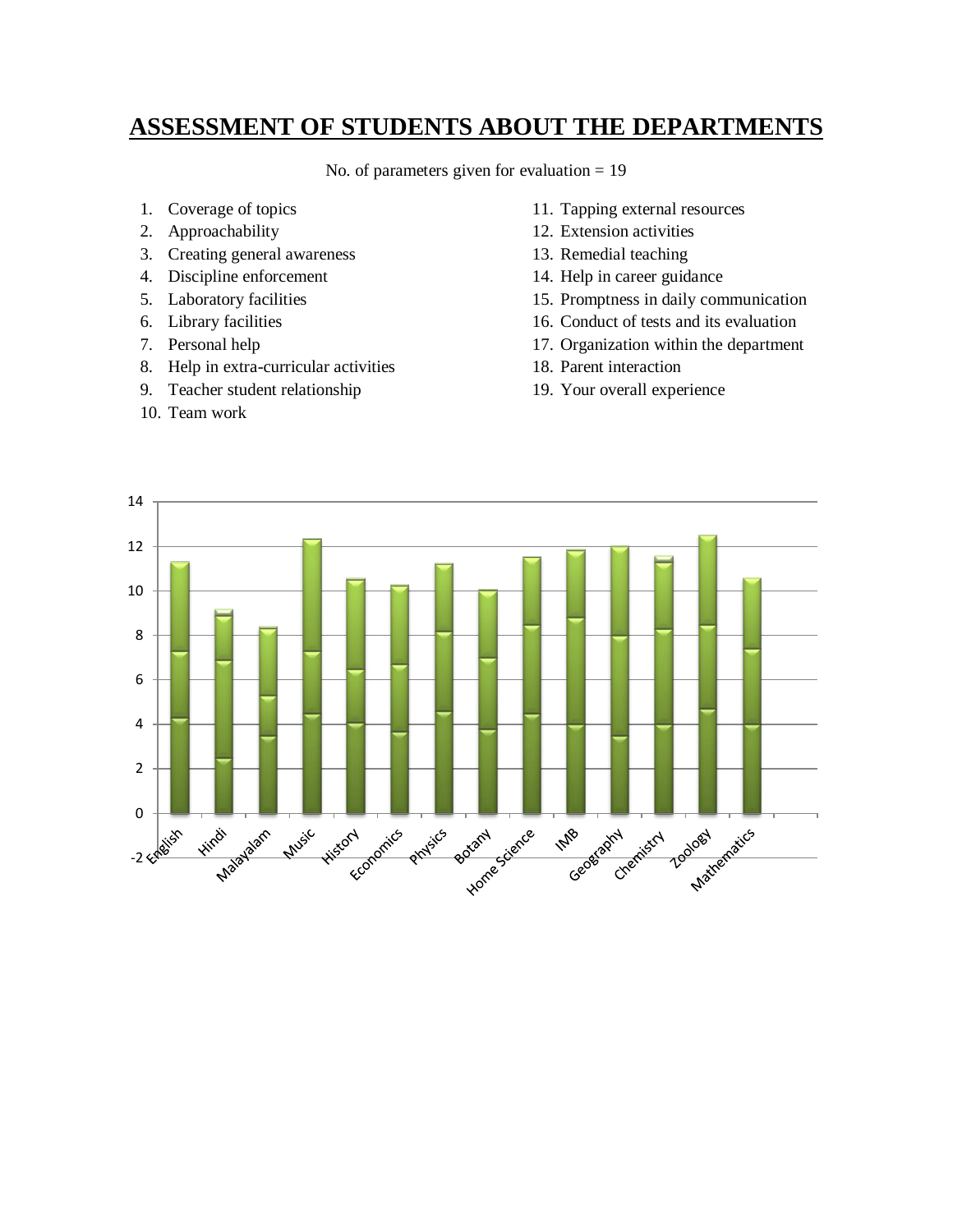# ASSESSMENT OF STUDENTS ABOUT THE DEPARTMENTS

No. of parameters given for evaluation = 19

1. Coverage of topics
2. Approachability
3. Creating general awareness
4. Discipline enforcement
5. Laboratory facilities
6. Library facilities
7. Personal help
8. Help in extra-curricular activities
9. Teacher student relationship
10. Team work
11. Tapping external resources
12. Extension activities
13. Remedial teaching
14. Help in career guidance
15. Promptness in daily communication
16. Conduct of tests and its evaluation
17. Organization within the department
18. Parent interaction
19. Your overall experience

14
12
10
8
6
4
2
0
-2

English
Hindi
Malayalam
Music
History
Economics
Physics
Botany
Home Science
IMB
Geography
Chemistry
Zoology
Mathematics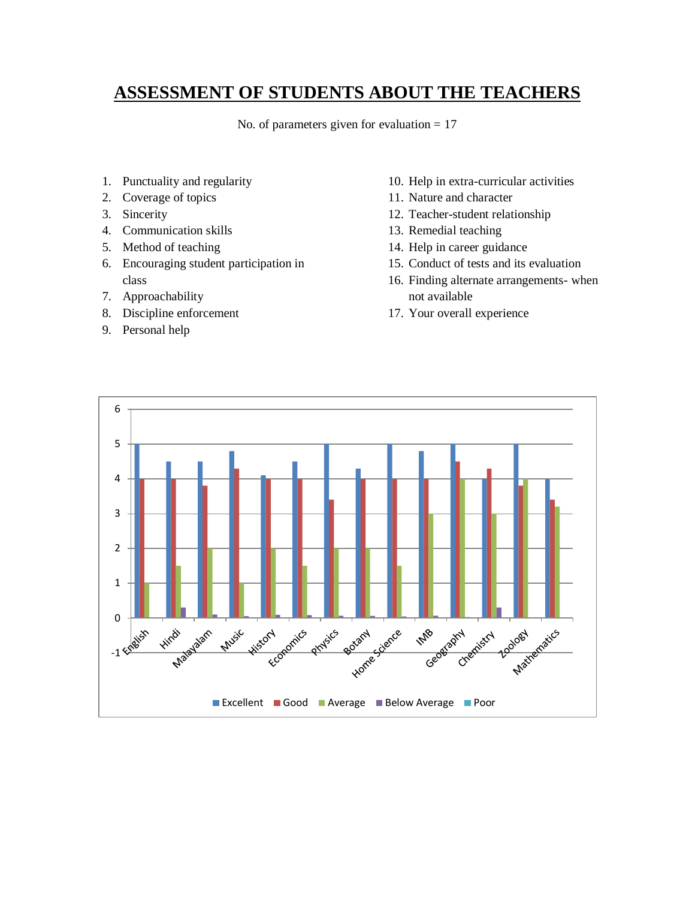# ASSESSMENT OF STUDENTS ABOUT THE TEACHERS

No. of parameters given for evaluation = 17

1. Punctuality and regularity
2. Coverage of topics
3. Sincerity
4. Communication skills
5. Method of teaching
6. Encouraging student participation in class
7. Approachability
8. Discipline enforcement
9. Personal help
10. Help in extra-curricular activities
11. Nature and character
12. Teacher-student relationship
13. Remedial teaching
14. Help in career guidance
15. Conduct of tests and its evaluation
16. Finding alternate arrangements- when not available
17. Your overall experience

6
5
4
3
2
1
0
-1

English, Hindi, Malayalam, Music, History, Economics, Physics, Botany, Home Science, IMB, Geography, Chemistry, Zoology, Mathematics

Excellent, Good, Average, Below Average, Poor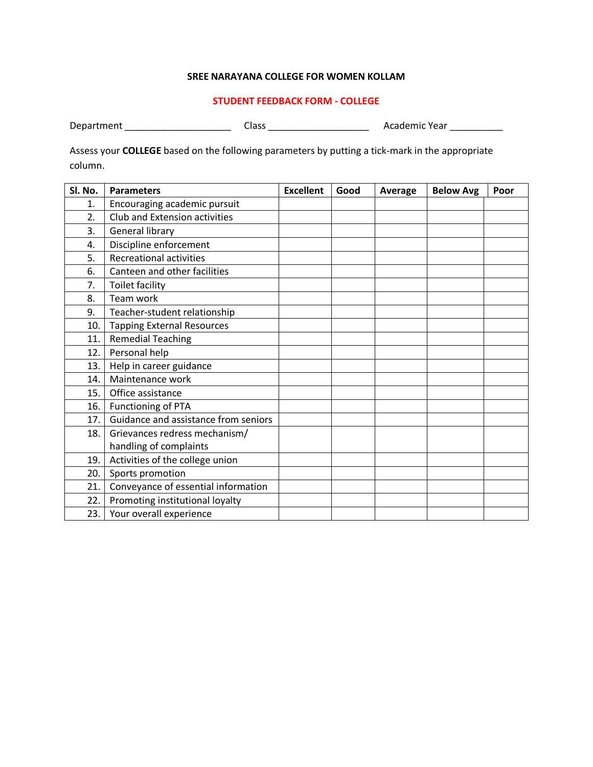**SREE NARAYANA COLLEGE FOR WOMEN KOLLAM**

**STUDENT FEEDBACK FORM - COLLEGE**

Department ____________________ Class ___________________ Academic Year __________

Assess your **COLLEGE** based on the following parameters by putting a tick-mark in the appropriate column.

| Sl. No. | Parameters | Excellent | Good | Average | Below Avg | Poor |
|---|---|---|---|---|---|---|
| 1. | Encouraging academic pursuit | | | | | |
| 2. | Club and Extension activities | | | | | |
| 3. | General library | | | | | |
| 4. | Discipline enforcement | | | | | |
| 5. | Recreational activities | | | | | |
| 6. | Canteen and other facilities | | | | | |
| 7. | Toilet facility | | | | | |
| 8. | Team work | | | | | |
| 9. | Teacher-student relationship | | | | | |
| 10. | Tapping External Resources | | | | | |
| 11. | Remedial Teaching | | | | | |
| 12. | Personal help | | | | | |
| 13. | Help in career guidance | | | | | |
| 14. | Maintenance work | | | | | |
| 15. | Office assistance | | | | | |
| 16. | Functioning of PTA | | | | | |
| 17. | Guidance and assistance from seniors | | | | | |
| 18. | Grievances redress mechanism/ handling of complaints | | | | | |
| 19. | Activities of the college union | | | | | |
| 20. | Sports promotion | | | | | |
| 21. | Conveyance of essential information | | | | | |
| 22. | Promoting institutional loyalty | | | | | |
| 23. | Your overall experience | | | | | |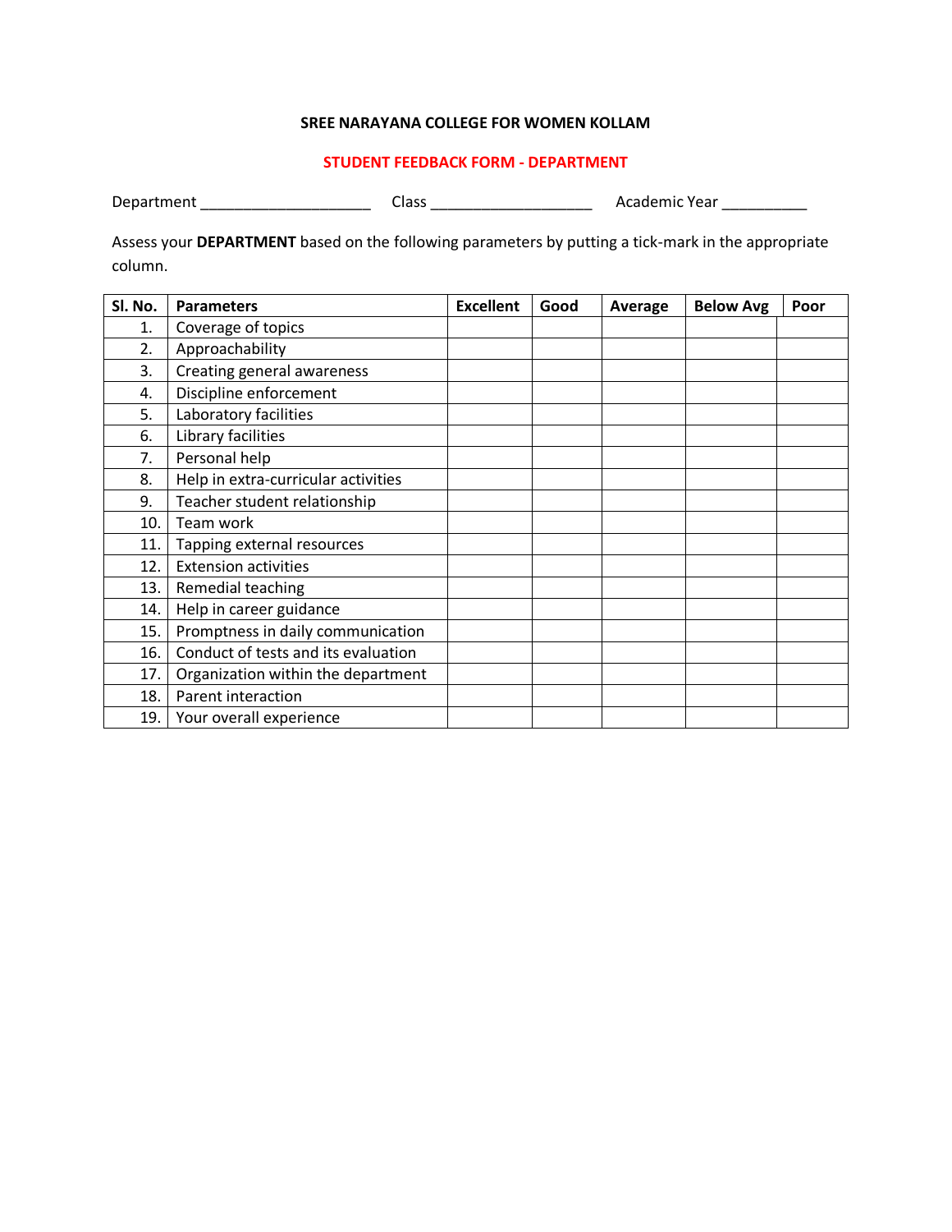**SREE NARAYANA COLLEGE FOR WOMEN KOLLAM**

**STUDENT FEEDBACK FORM - DEPARTMENT**

Department ____________________ Class ___________________ Academic Year __________

Assess your **DEPARTMENT** based on the following parameters by putting a tick-mark in the appropriate column.

| Sl. No. | Parameters | Excellent | Good | Average | Below Avg | Poor |
|---|---|---|---|---|---|---|
| 1. | Coverage of topics | | | | | |
| 2. | Approachability | | | | | |
| 3. | Creating general awareness | | | | | |
| 4. | Discipline enforcement | | | | | |
| 5. | Laboratory facilities | | | | | |
| 6. | Library facilities | | | | | |
| 7. | Personal help | | | | | |
| 8. | Help in extra-curricular activities | | | | | |
| 9. | Teacher student relationship | | | | | |
| 10. | Team work | | | | | |
| 11. | Tapping external resources | | | | | |
| 12. | Extension activities | | | | | |
| 13. | Remedial teaching | | | | | |
| 14. | Help in career guidance | | | | | |
| 15. | Promptness in daily communication | | | | | |
| 16. | Conduct of tests and its evaluation | | | | | |
| 17. | Organization within the department | | | | | |
| 18. | Parent interaction | | | | | |
| 19. | Your overall experience | | | | | |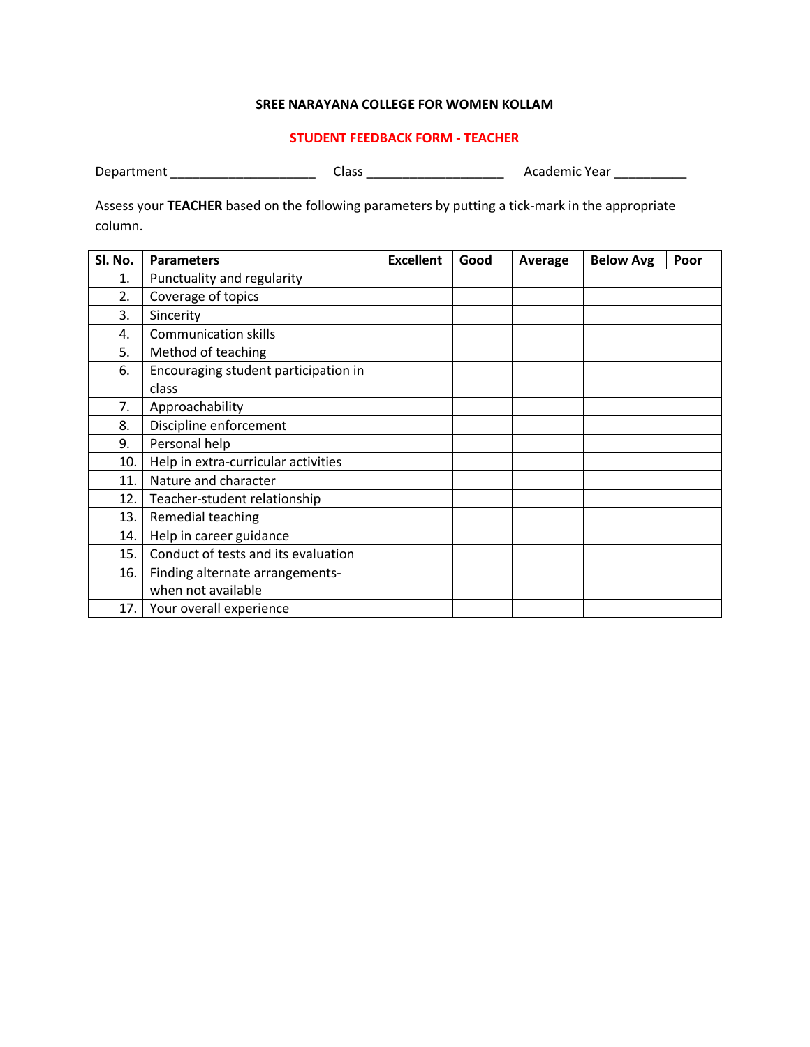**SREE NARAYANA COLLEGE FOR WOMEN KOLLAM**

**STUDENT FEEDBACK FORM - TEACHER**

Department ____________________ Class ___________________ Academic Year __________

Assess your **TEACHER** based on the following parameters by putting a tick-mark in the appropriate column.

| Sl. No. | Parameters | Excellent | Good | Average | Below Avg | Poor |
|---|---|---|---|---|---|---|
| 1. | Punctuality and regularity | | | | | |
| 2. | Coverage of topics | | | | | |
| 3. | Sincerity | | | | | |
| 4. | Communication skills | | | | | |
| 5. | Method of teaching | | | | | |
| 6. | Encouraging student participation in class | | | | | |
| 7. | Approachability | | | | | |
| 8. | Discipline enforcement | | | | | |
| 9. | Personal help | | | | | |
| 10. | Help in extra-curricular activities | | | | | |
| 11. | Nature and character | | | | | |
| 12. | Teacher-student relationship | | | | | |
| 13. | Remedial teaching | | | | | |
| 14. | Help in career guidance | | | | | |
| 15. | Conduct of tests and its evaluation | | | | | |
| 16. | Finding alternate arrangements- when not available | | | | | |
| 17. | Your overall experience | | | | | |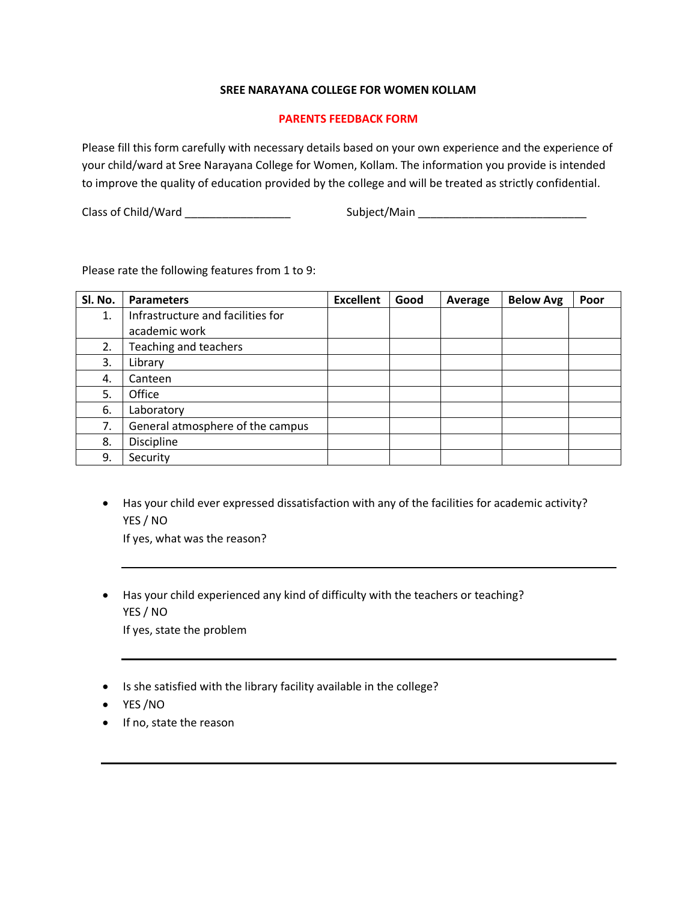**SREE NARAYANA COLLEGE FOR WOMEN KOLLAM**

**PARENTS FEEDBACK FORM**

Please fill this form carefully with necessary details based on your own experience and the experience of your child/ward at Sree Narayana College for Women, Kollam. The information you provide is intended to improve the quality of education provided by the college and will be treated as strictly confidential.

Class of Child/Ward _________________ Subject/Main ___________________________

Please rate the following features from 1 to 9:

| Sl. No. | Parameters | Excellent | Good | Average | Below Avg | Poor |
|---|---|---|---|---|---|---|
| 1. | Infrastructure and facilities for academic work | | | | | |
| 2. | Teaching and teachers | | | | | |
| 3. | Library | | | | | |
| 4. | Canteen | | | | | |
| 5. | Office | | | | | |
| 6. | Laboratory | | | | | |
| 7. | General atmosphere of the campus | | | | | |
| 8. | Discipline | | | | | |
| 9. | Security | | | | | |

- Has your child ever expressed dissatisfaction with any of the facilities for academic activity?
  YES / NO
  If yes, what was the reason?

  ___________________________________________

- Has your child experienced any kind of difficulty with the teachers or teaching?
  YES / NO
  If yes, state the problem

  ___________________________________________

- Is she satisfied with the library facility available in the college?
- YES /NO
- If no, state the reason

___________________________________________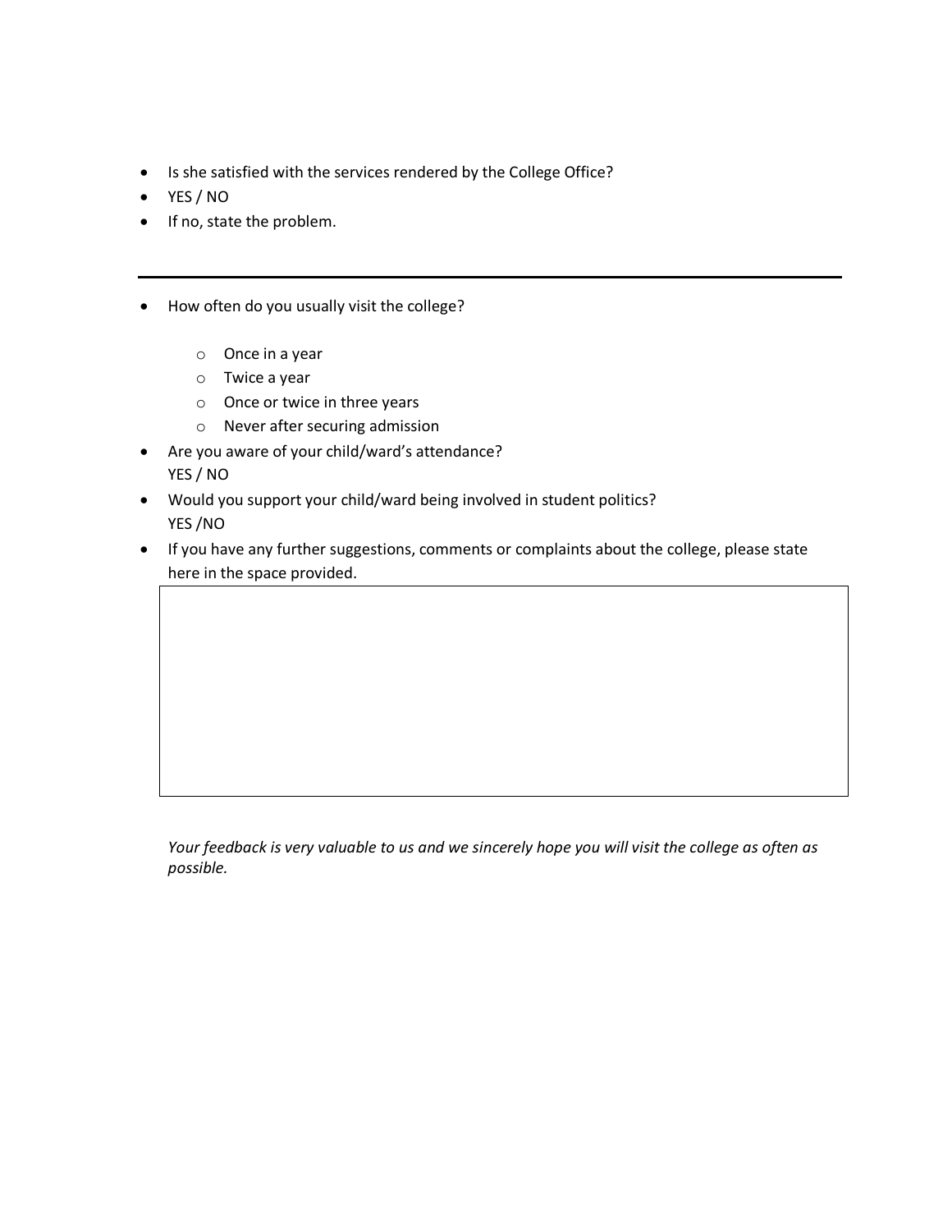- Is she satisfied with the services rendered by the College Office?
- YES / NO
- If no, state the problem.

---

- How often do you usually visit the college?
    - Once in a year
    - Twice a year
    - Once or twice in three years
    - Never after securing admission
- Are you aware of your child/ward's attendance?
  YES / NO
- Would you support your child/ward being involved in student politics?
  YES /NO
- If you have any further suggestions, comments or complaints about the college, please state here in the space provided.

*Your feedback is very valuable to us and we sincerely hope you will visit the college as often as possible.*